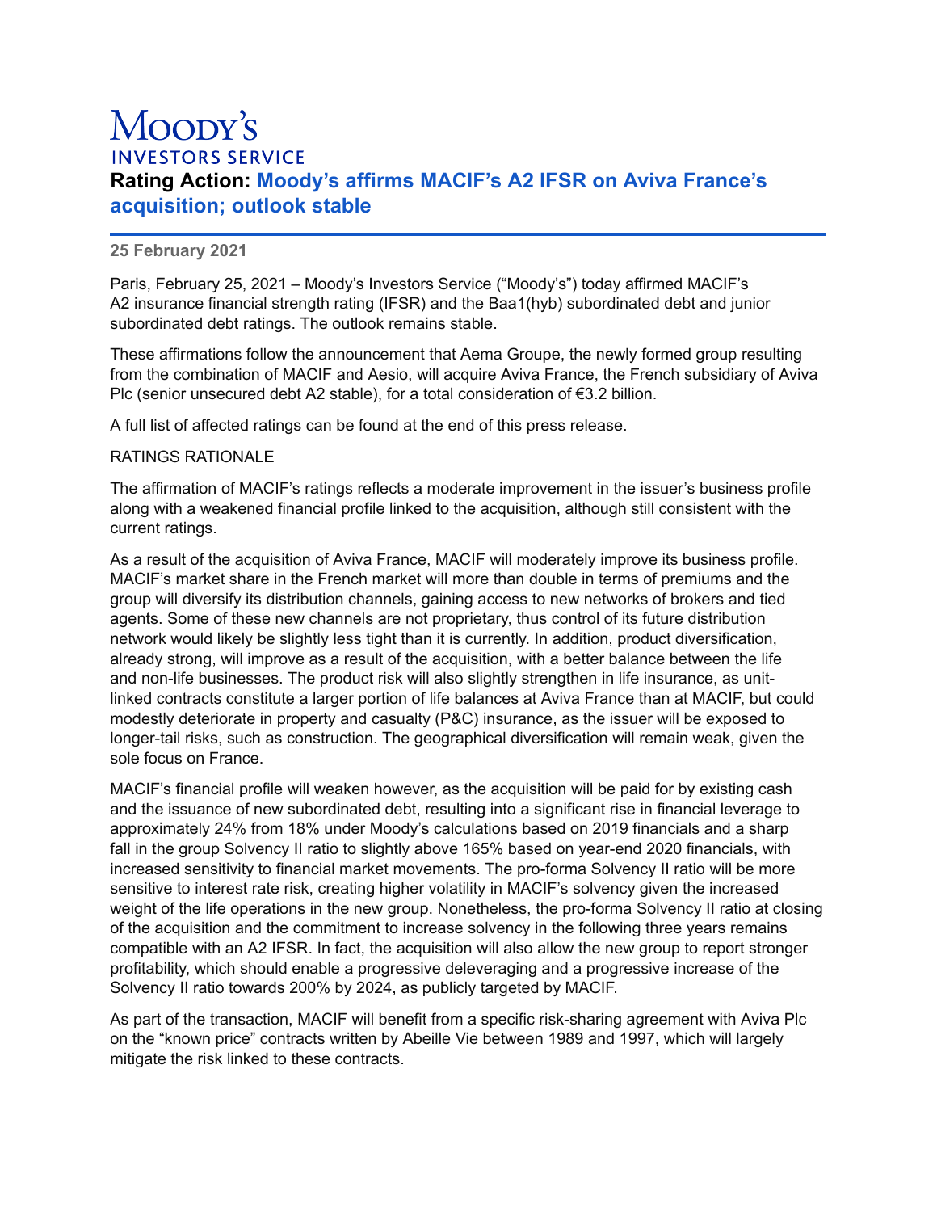Moody's
INVESTORS SERVICE

# Rating Action: Moody's affirms MACIF's A2 IFSR on Aviva France's acquisition; outlook stable

**25 February 2021**

Paris, February 25, 2021 – Moody's Investors Service ("Moody's") today affirmed MACIF's A2 insurance financial strength rating (IFSR) and the Baa1(hyb) subordinated debt and junior subordinated debt ratings. The outlook remains stable.

These affirmations follow the announcement that Aema Groupe, the newly formed group resulting from the combination of MACIF and Aesio, will acquire Aviva France, the French subsidiary of Aviva Plc (senior unsecured debt A2 stable), for a total consideration of €3.2 billion.

A full list of affected ratings can be found at the end of this press release.

RATINGS RATIONALE

The affirmation of MACIF's ratings reflects a moderate improvement in the issuer's business profile along with a weakened financial profile linked to the acquisition, although still consistent with the current ratings.

As a result of the acquisition of Aviva France, MACIF will moderately improve its business profile. MACIF's market share in the French market will more than double in terms of premiums and the group will diversify its distribution channels, gaining access to new networks of brokers and tied agents. Some of these new channels are not proprietary, thus control of its future distribution network would likely be slightly less tight than it is currently. In addition, product diversification, already strong, will improve as a result of the acquisition, with a better balance between the life and non-life businesses. The product risk will also slightly strengthen in life insurance, as unit-linked contracts constitute a larger portion of life balances at Aviva France than at MACIF, but could modestly deteriorate in property and casualty (P&C) insurance, as the issuer will be exposed to longer-tail risks, such as construction. The geographical diversification will remain weak, given the sole focus on France.

MACIF's financial profile will weaken however, as the acquisition will be paid for by existing cash and the issuance of new subordinated debt, resulting into a significant rise in financial leverage to approximately 24% from 18% under Moody's calculations based on 2019 financials and a sharp fall in the group Solvency II ratio to slightly above 165% based on year-end 2020 financials, with increased sensitivity to financial market movements. The pro-forma Solvency II ratio will be more sensitive to interest rate risk, creating higher volatility in MACIF's solvency given the increased weight of the life operations in the new group. Nonetheless, the pro-forma Solvency II ratio at closing of the acquisition and the commitment to increase solvency in the following three years remains compatible with an A2 IFSR. In fact, the acquisition will also allow the new group to report stronger profitability, which should enable a progressive deleveraging and a progressive increase of the Solvency II ratio towards 200% by 2024, as publicly targeted by MACIF.

As part of the transaction, MACIF will benefit from a specific risk-sharing agreement with Aviva Plc on the "known price" contracts written by Abeille Vie between 1989 and 1997, which will largely mitigate the risk linked to these contracts.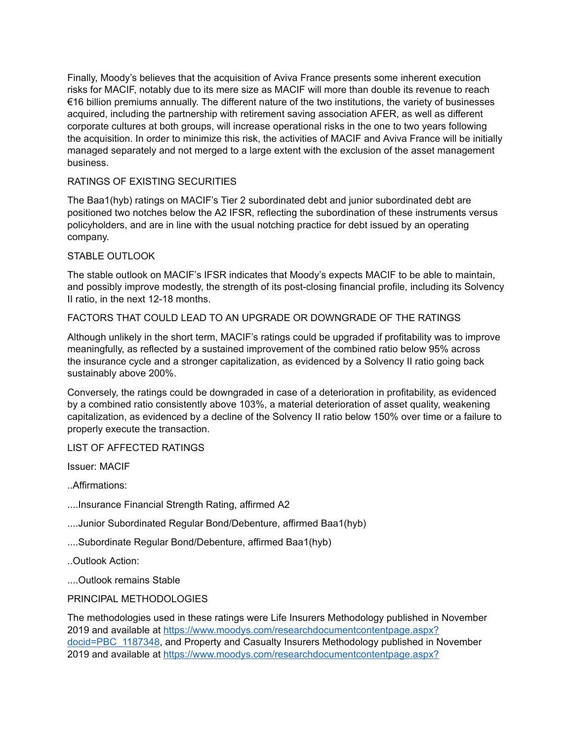Finally, Moody's believes that the acquisition of Aviva France presents some inherent execution risks for MACIF, notably due to its mere size as MACIF will more than double its revenue to reach €16 billion premiums annually. The different nature of the two institutions, the variety of businesses acquired, including the partnership with retirement saving association AFER, as well as different corporate cultures at both groups, will increase operational risks in the one to two years following the acquisition. In order to minimize this risk, the activities of MACIF and Aviva France will be initially managed separately and not merged to a large extent with the exclusion of the asset management business.

## RATINGS OF EXISTING SECURITIES

The Baa1(hyb) ratings on MACIF's Tier 2 subordinated debt and junior subordinated debt are positioned two notches below the A2 IFSR, reflecting the subordination of these instruments versus policyholders, and are in line with the usual notching practice for debt issued by an operating company.

## STABLE OUTLOOK

The stable outlook on MACIF's IFSR indicates that Moody's expects MACIF to be able to maintain, and possibly improve modestly, the strength of its post-closing financial profile, including its Solvency II ratio, in the next 12-18 months.

## FACTORS THAT COULD LEAD TO AN UPGRADE OR DOWNGRADE OF THE RATINGS

Although unlikely in the short term, MACIF's ratings could be upgraded if profitability was to improve meaningfully, as reflected by a sustained improvement of the combined ratio below 95% across the insurance cycle and a stronger capitalization, as evidenced by a Solvency II ratio going back sustainably above 200%.

Conversely, the ratings could be downgraded in case of a deterioration in profitability, as evidenced by a combined ratio consistently above 103%, a material deterioration of asset quality, weakening capitalization, as evidenced by a decline of the Solvency II ratio below 150% over time or a failure to properly execute the transaction.

## LIST OF AFFECTED RATINGS

Issuer: MACIF

..Affirmations:

....Insurance Financial Strength Rating, affirmed A2

....Junior Subordinated Regular Bond/Debenture, affirmed Baa1(hyb)

....Subordinate Regular Bond/Debenture, affirmed Baa1(hyb)

..Outlook Action:

....Outlook remains Stable

## PRINCIPAL METHODOLOGIES

The methodologies used in these ratings were Life Insurers Methodology published in November 2019 and available at https://www.moodys.com/researchdocumentcontentpage.aspx?docid=PBC_1187348, and Property and Casualty Insurers Methodology published in November 2019 and available at https://www.moodys.com/researchdocumentcontentpage.aspx?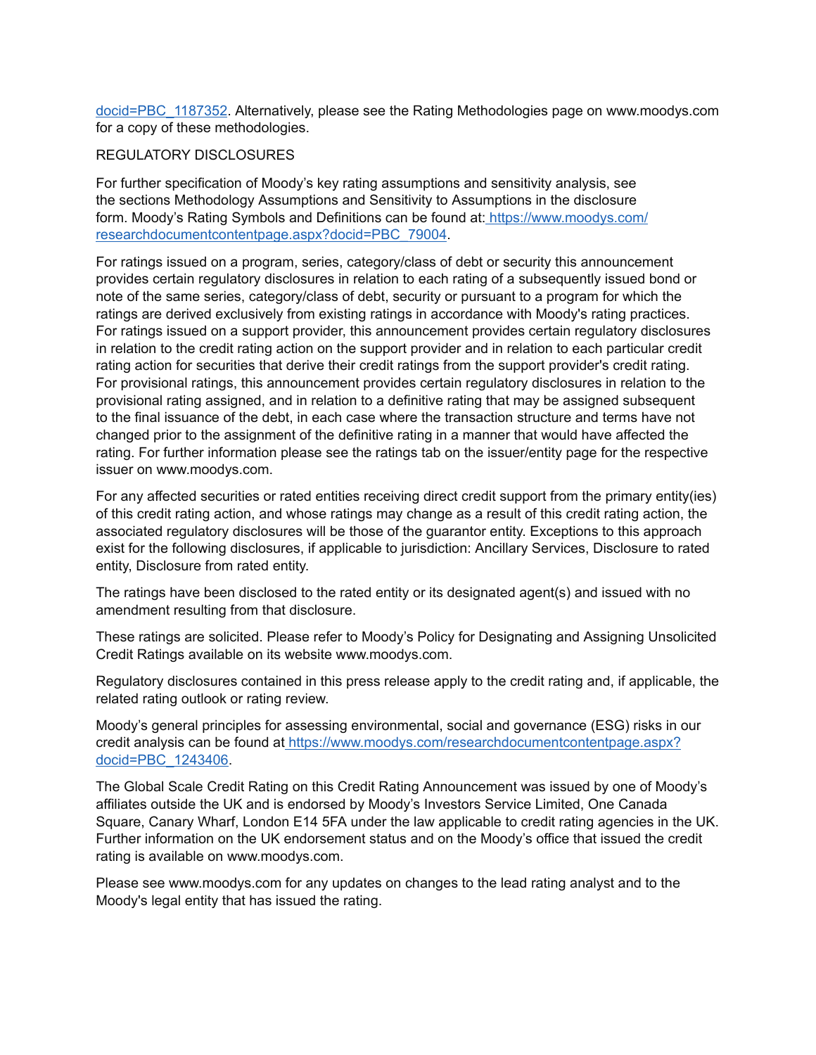docid=PBC_1187352. Alternatively, please see the Rating Methodologies page on www.moodys.com for a copy of these methodologies.

REGULATORY DISCLOSURES

For further specification of Moody's key rating assumptions and sensitivity analysis, see the sections Methodology Assumptions and Sensitivity to Assumptions in the disclosure form. Moody's Rating Symbols and Definitions can be found at: https://www.moodys.com/researchdocumentcontentpage.aspx?docid=PBC_79004.

For ratings issued on a program, series, category/class of debt or security this announcement provides certain regulatory disclosures in relation to each rating of a subsequently issued bond or note of the same series, category/class of debt, security or pursuant to a program for which the ratings are derived exclusively from existing ratings in accordance with Moody's rating practices. For ratings issued on a support provider, this announcement provides certain regulatory disclosures in relation to the credit rating action on the support provider and in relation to each particular credit rating action for securities that derive their credit ratings from the support provider's credit rating. For provisional ratings, this announcement provides certain regulatory disclosures in relation to the provisional rating assigned, and in relation to a definitive rating that may be assigned subsequent to the final issuance of the debt, in each case where the transaction structure and terms have not changed prior to the assignment of the definitive rating in a manner that would have affected the rating. For further information please see the ratings tab on the issuer/entity page for the respective issuer on www.moodys.com.

For any affected securities or rated entities receiving direct credit support from the primary entity(ies) of this credit rating action, and whose ratings may change as a result of this credit rating action, the associated regulatory disclosures will be those of the guarantor entity. Exceptions to this approach exist for the following disclosures, if applicable to jurisdiction: Ancillary Services, Disclosure to rated entity, Disclosure from rated entity.

The ratings have been disclosed to the rated entity or its designated agent(s) and issued with no amendment resulting from that disclosure.

These ratings are solicited. Please refer to Moody's Policy for Designating and Assigning Unsolicited Credit Ratings available on its website www.moodys.com.

Regulatory disclosures contained in this press release apply to the credit rating and, if applicable, the related rating outlook or rating review.

Moody's general principles for assessing environmental, social and governance (ESG) risks in our credit analysis can be found at https://www.moodys.com/researchdocumentcontentpage.aspx?docid=PBC_1243406.

The Global Scale Credit Rating on this Credit Rating Announcement was issued by one of Moody's affiliates outside the UK and is endorsed by Moody's Investors Service Limited, One Canada Square, Canary Wharf, London E14 5FA under the law applicable to credit rating agencies in the UK. Further information on the UK endorsement status and on the Moody's office that issued the credit rating is available on www.moodys.com.

Please see www.moodys.com for any updates on changes to the lead rating analyst and to the Moody's legal entity that has issued the rating.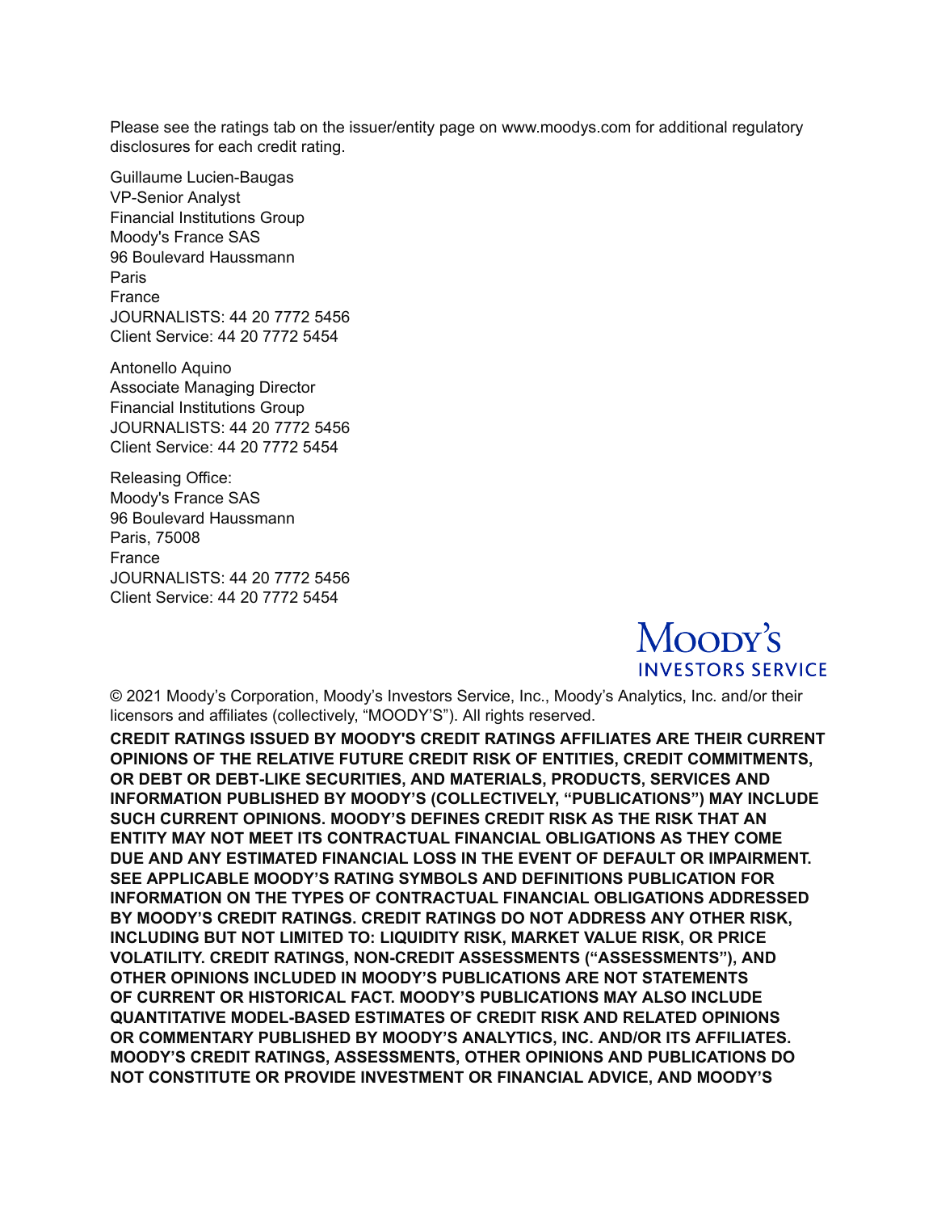Please see the ratings tab on the issuer/entity page on www.moodys.com for additional regulatory disclosures for each credit rating.

Guillaume Lucien-Baugas
VP-Senior Analyst
Financial Institutions Group
Moody's France SAS
96 Boulevard Haussmann
Paris
France
JOURNALISTS: 44 20 7772 5456
Client Service: 44 20 7772 5454

Antonello Aquino
Associate Managing Director
Financial Institutions Group
JOURNALISTS: 44 20 7772 5456
Client Service: 44 20 7772 5454

Releasing Office:
Moody's France SAS
96 Boulevard Haussmann
Paris, 75008
France
JOURNALISTS: 44 20 7772 5456
Client Service: 44 20 7772 5454

MOODY'S INVESTORS SERVICE

© 2021 Moody's Corporation, Moody's Investors Service, Inc., Moody's Analytics, Inc. and/or their licensors and affiliates (collectively, "MOODY'S"). All rights reserved.

**CREDIT RATINGS ISSUED BY MOODY'S CREDIT RATINGS AFFILIATES ARE THEIR CURRENT OPINIONS OF THE RELATIVE FUTURE CREDIT RISK OF ENTITIES, CREDIT COMMITMENTS, OR DEBT OR DEBT-LIKE SECURITIES, AND MATERIALS, PRODUCTS, SERVICES AND INFORMATION PUBLISHED BY MOODY'S (COLLECTIVELY, "PUBLICATIONS") MAY INCLUDE SUCH CURRENT OPINIONS. MOODY'S DEFINES CREDIT RISK AS THE RISK THAT AN ENTITY MAY NOT MEET ITS CONTRACTUAL FINANCIAL OBLIGATIONS AS THEY COME DUE AND ANY ESTIMATED FINANCIAL LOSS IN THE EVENT OF DEFAULT OR IMPAIRMENT. SEE APPLICABLE MOODY'S RATING SYMBOLS AND DEFINITIONS PUBLICATION FOR INFORMATION ON THE TYPES OF CONTRACTUAL FINANCIAL OBLIGATIONS ADDRESSED BY MOODY'S CREDIT RATINGS. CREDIT RATINGS DO NOT ADDRESS ANY OTHER RISK, INCLUDING BUT NOT LIMITED TO: LIQUIDITY RISK, MARKET VALUE RISK, OR PRICE VOLATILITY. CREDIT RATINGS, NON-CREDIT ASSESSMENTS ("ASSESSMENTS"), AND OTHER OPINIONS INCLUDED IN MOODY'S PUBLICATIONS ARE NOT STATEMENTS OF CURRENT OR HISTORICAL FACT. MOODY'S PUBLICATIONS MAY ALSO INCLUDE QUANTITATIVE MODEL-BASED ESTIMATES OF CREDIT RISK AND RELATED OPINIONS OR COMMENTARY PUBLISHED BY MOODY'S ANALYTICS, INC. AND/OR ITS AFFILIATES. MOODY'S CREDIT RATINGS, ASSESSMENTS, OTHER OPINIONS AND PUBLICATIONS DO NOT CONSTITUTE OR PROVIDE INVESTMENT OR FINANCIAL ADVICE, AND MOODY'S**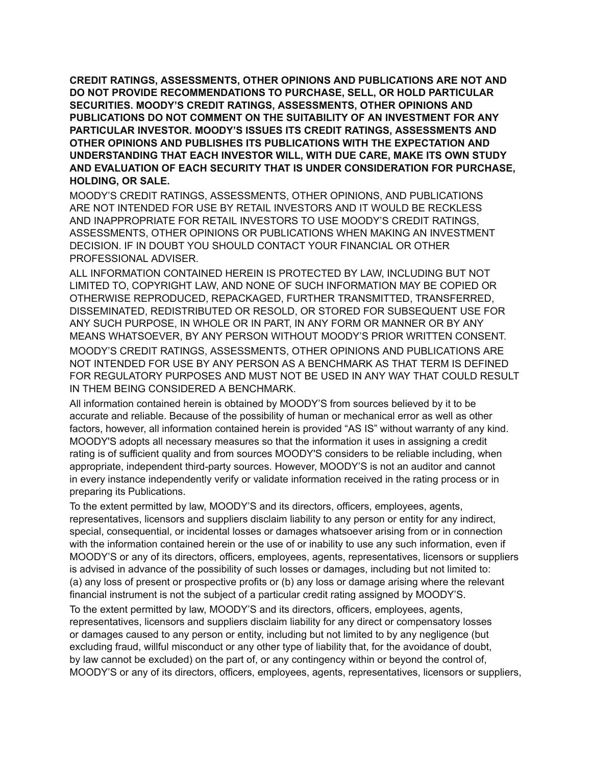**CREDIT RATINGS, ASSESSMENTS, OTHER OPINIONS AND PUBLICATIONS ARE NOT AND DO NOT PROVIDE RECOMMENDATIONS TO PURCHASE, SELL, OR HOLD PARTICULAR SECURITIES. MOODY'S CREDIT RATINGS, ASSESSMENTS, OTHER OPINIONS AND PUBLICATIONS DO NOT COMMENT ON THE SUITABILITY OF AN INVESTMENT FOR ANY PARTICULAR INVESTOR. MOODY'S ISSUES ITS CREDIT RATINGS, ASSESSMENTS AND OTHER OPINIONS AND PUBLISHES ITS PUBLICATIONS WITH THE EXPECTATION AND UNDERSTANDING THAT EACH INVESTOR WILL, WITH DUE CARE, MAKE ITS OWN STUDY AND EVALUATION OF EACH SECURITY THAT IS UNDER CONSIDERATION FOR PURCHASE, HOLDING, OR SALE.**

MOODY'S CREDIT RATINGS, ASSESSMENTS, OTHER OPINIONS, AND PUBLICATIONS ARE NOT INTENDED FOR USE BY RETAIL INVESTORS AND IT WOULD BE RECKLESS AND INAPPROPRIATE FOR RETAIL INVESTORS TO USE MOODY'S CREDIT RATINGS, ASSESSMENTS, OTHER OPINIONS OR PUBLICATIONS WHEN MAKING AN INVESTMENT DECISION. IF IN DOUBT YOU SHOULD CONTACT YOUR FINANCIAL OR OTHER PROFESSIONAL ADVISER.

ALL INFORMATION CONTAINED HEREIN IS PROTECTED BY LAW, INCLUDING BUT NOT LIMITED TO, COPYRIGHT LAW, AND NONE OF SUCH INFORMATION MAY BE COPIED OR OTHERWISE REPRODUCED, REPACKAGED, FURTHER TRANSMITTED, TRANSFERRED, DISSEMINATED, REDISTRIBUTED OR RESOLD, OR STORED FOR SUBSEQUENT USE FOR ANY SUCH PURPOSE, IN WHOLE OR IN PART, IN ANY FORM OR MANNER OR BY ANY MEANS WHATSOEVER, BY ANY PERSON WITHOUT MOODY'S PRIOR WRITTEN CONSENT.

MOODY'S CREDIT RATINGS, ASSESSMENTS, OTHER OPINIONS AND PUBLICATIONS ARE NOT INTENDED FOR USE BY ANY PERSON AS A BENCHMARK AS THAT TERM IS DEFINED FOR REGULATORY PURPOSES AND MUST NOT BE USED IN ANY WAY THAT COULD RESULT IN THEM BEING CONSIDERED A BENCHMARK.

All information contained herein is obtained by MOODY'S from sources believed by it to be accurate and reliable. Because of the possibility of human or mechanical error as well as other factors, however, all information contained herein is provided "AS IS" without warranty of any kind. MOODY'S adopts all necessary measures so that the information it uses in assigning a credit rating is of sufficient quality and from sources MOODY'S considers to be reliable including, when appropriate, independent third-party sources. However, MOODY'S is not an auditor and cannot in every instance independently verify or validate information received in the rating process or in preparing its Publications.

To the extent permitted by law, MOODY'S and its directors, officers, employees, agents, representatives, licensors and suppliers disclaim liability to any person or entity for any indirect, special, consequential, or incidental losses or damages whatsoever arising from or in connection with the information contained herein or the use of or inability to use any such information, even if MOODY'S or any of its directors, officers, employees, agents, representatives, licensors or suppliers is advised in advance of the possibility of such losses or damages, including but not limited to: (a) any loss of present or prospective profits or (b) any loss or damage arising where the relevant financial instrument is not the subject of a particular credit rating assigned by MOODY'S.

To the extent permitted by law, MOODY'S and its directors, officers, employees, agents, representatives, licensors and suppliers disclaim liability for any direct or compensatory losses or damages caused to any person or entity, including but not limited to by any negligence (but excluding fraud, willful misconduct or any other type of liability that, for the avoidance of doubt, by law cannot be excluded) on the part of, or any contingency within or beyond the control of, MOODY'S or any of its directors, officers, employees, agents, representatives, licensors or suppliers,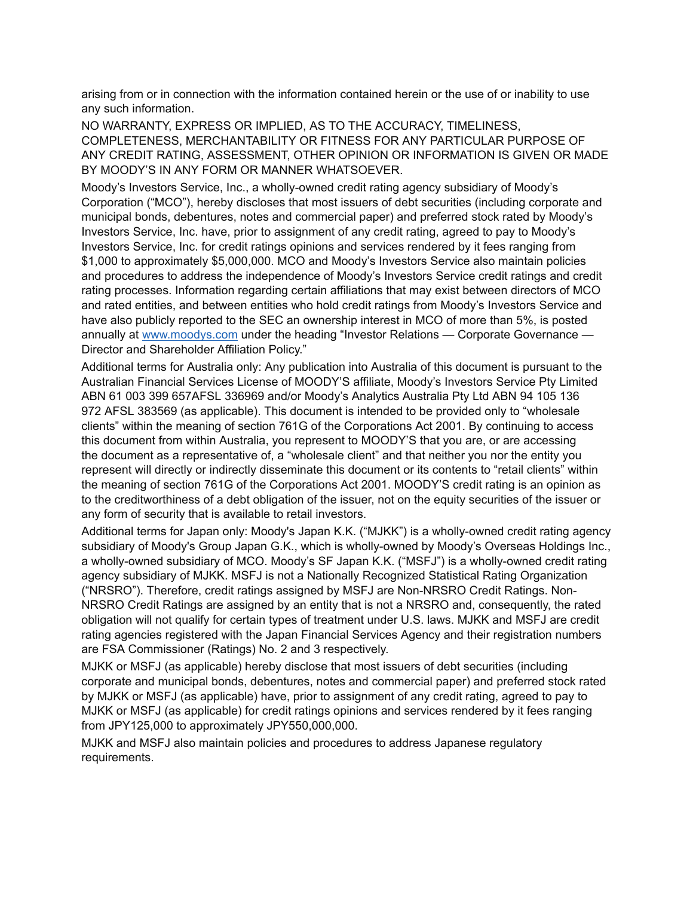arising from or in connection with the information contained herein or the use of or inability to use any such information.

NO WARRANTY, EXPRESS OR IMPLIED, AS TO THE ACCURACY, TIMELINESS, COMPLETENESS, MERCHANTABILITY OR FITNESS FOR ANY PARTICULAR PURPOSE OF ANY CREDIT RATING, ASSESSMENT, OTHER OPINION OR INFORMATION IS GIVEN OR MADE BY MOODY'S IN ANY FORM OR MANNER WHATSOEVER.

Moody's Investors Service, Inc., a wholly-owned credit rating agency subsidiary of Moody's Corporation ("MCO"), hereby discloses that most issuers of debt securities (including corporate and municipal bonds, debentures, notes and commercial paper) and preferred stock rated by Moody's Investors Service, Inc. have, prior to assignment of any credit rating, agreed to pay to Moody's Investors Service, Inc. for credit ratings opinions and services rendered by it fees ranging from $1,000 to approximately $5,000,000. MCO and Moody's Investors Service also maintain policies and procedures to address the independence of Moody's Investors Service credit ratings and credit rating processes. Information regarding certain affiliations that may exist between directors of MCO and rated entities, and between entities who hold credit ratings from Moody's Investors Service and have also publicly reported to the SEC an ownership interest in MCO of more than 5%, is posted annually at [www.moodys.com](www.moodys.com) under the heading "Investor Relations — Corporate Governance — Director and Shareholder Affiliation Policy."

Additional terms for Australia only: Any publication into Australia of this document is pursuant to the Australian Financial Services License of MOODY'S affiliate, Moody's Investors Service Pty Limited ABN 61 003 399 657AFSL 336969 and/or Moody's Analytics Australia Pty Ltd ABN 94 105 136 972 AFSL 383569 (as applicable). This document is intended to be provided only to "wholesale clients" within the meaning of section 761G of the Corporations Act 2001. By continuing to access this document from within Australia, you represent to MOODY'S that you are, or are accessing the document as a representative of, a "wholesale client" and that neither you nor the entity you represent will directly or indirectly disseminate this document or its contents to "retail clients" within the meaning of section 761G of the Corporations Act 2001. MOODY'S credit rating is an opinion as to the creditworthiness of a debt obligation of the issuer, not on the equity securities of the issuer or any form of security that is available to retail investors.

Additional terms for Japan only: Moody's Japan K.K. ("MJKK") is a wholly-owned credit rating agency subsidiary of Moody's Group Japan G.K., which is wholly-owned by Moody's Overseas Holdings Inc., a wholly-owned subsidiary of MCO. Moody's SF Japan K.K. ("MSFJ") is a wholly-owned credit rating agency subsidiary of MJKK. MSFJ is not a Nationally Recognized Statistical Rating Organization ("NRSRO"). Therefore, credit ratings assigned by MSFJ are Non-NRSRO Credit Ratings. Non-NRSRO Credit Ratings are assigned by an entity that is not a NRSRO and, consequently, the rated obligation will not qualify for certain types of treatment under U.S. laws. MJKK and MSFJ are credit rating agencies registered with the Japan Financial Services Agency and their registration numbers are FSA Commissioner (Ratings) No. 2 and 3 respectively.

MJKK or MSFJ (as applicable) hereby disclose that most issuers of debt securities (including corporate and municipal bonds, debentures, notes and commercial paper) and preferred stock rated by MJKK or MSFJ (as applicable) have, prior to assignment of any credit rating, agreed to pay to MJKK or MSFJ (as applicable) for credit ratings opinions and services rendered by it fees ranging from JPY125,000 to approximately JPY550,000,000.

MJKK and MSFJ also maintain policies and procedures to address Japanese regulatory requirements.